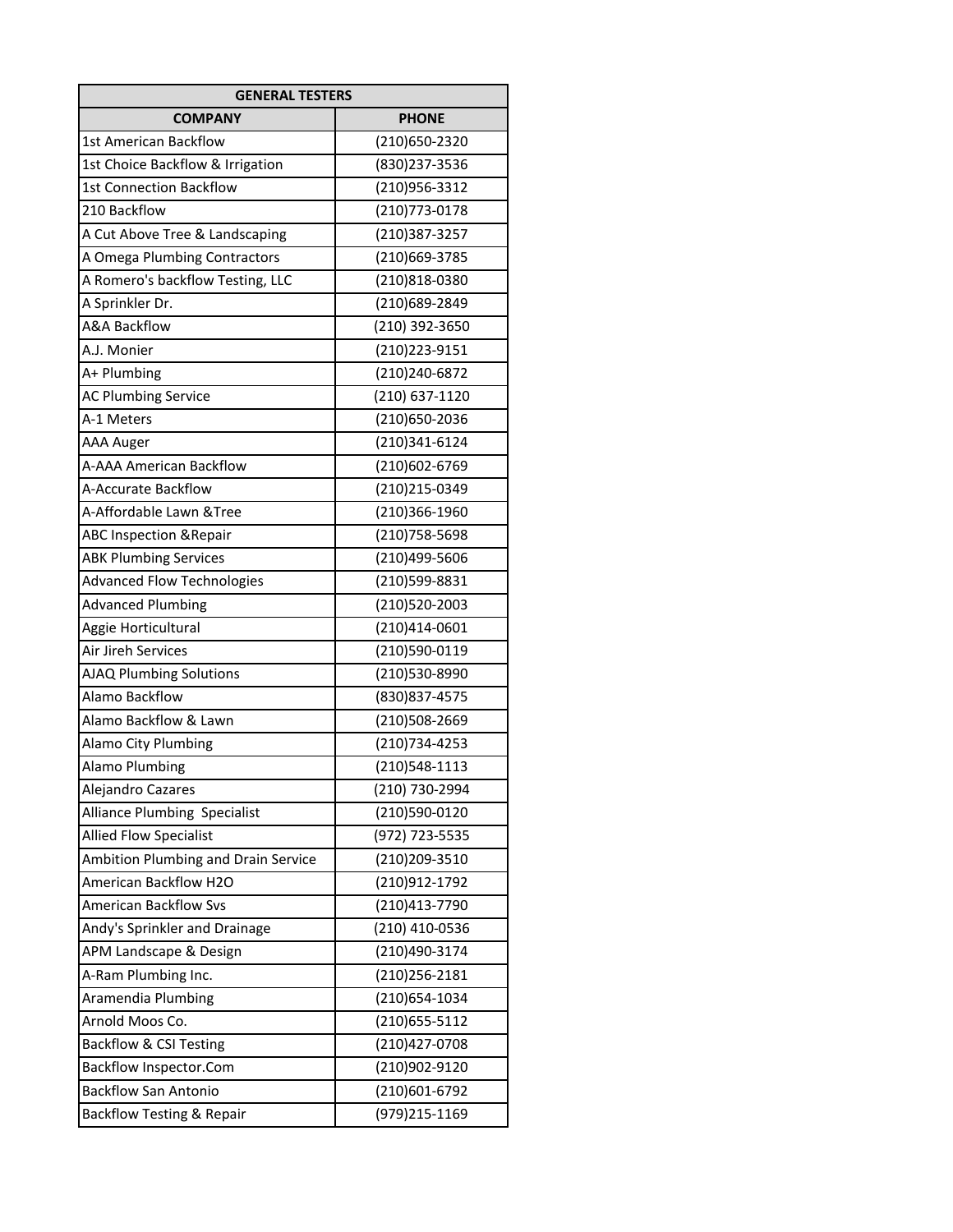| GENERAL TESTERS | |
|---|---|
| **COMPANY** | **PHONE** |
| 1st American Backflow | (210)650-2320 |
| 1st Choice Backflow & Irrigation | (830)237-3536 |
| 1st Connection Backflow | (210)956-3312 |
| 210 Backflow | (210)773-0178 |
| A Cut Above Tree & Landscaping | (210)387-3257 |
| A Omega Plumbing Contractors | (210)669-3785 |
| A Romero's backflow Testing, LLC | (210)818-0380 |
| A Sprinkler Dr. | (210)689-2849 |
| A&A Backflow | (210) 392-3650 |
| A.J. Monier | (210)223-9151 |
| A+ Plumbing | (210)240-6872 |
| AC Plumbing Service | (210) 637-1120 |
| A-1 Meters | (210)650-2036 |
| AAA Auger | (210)341-6124 |
| A-AAA American Backflow | (210)602-6769 |
| A-Accurate Backflow | (210)215-0349 |
| A-Affordable Lawn &Tree | (210)366-1960 |
| ABC Inspection &Repair | (210)758-5698 |
| ABK Plumbing Services | (210)499-5606 |
| Advanced Flow Technologies | (210)599-8831 |
| Advanced Plumbing | (210)520-2003 |
| Aggie Horticultural | (210)414-0601 |
| Air Jireh Services | (210)590-0119 |
| AJAQ Plumbing Solutions | (210)530-8990 |
| Alamo Backflow | (830)837-4575 |
| Alamo Backflow & Lawn | (210)508-2669 |
| Alamo City Plumbing | (210)734-4253 |
| Alamo Plumbing | (210)548-1113 |
| Alejandro Cazares | (210) 730-2994 |
| Alliance Plumbing Specialist | (210)590-0120 |
| Allied Flow Specialist | (972) 723-5535 |
| Ambition Plumbing and Drain Service | (210)209-3510 |
| American Backflow H2O | (210)912-1792 |
| American Backflow Svs | (210)413-7790 |
| Andy's Sprinkler and Drainage | (210) 410-0536 |
| APM Landscape & Design | (210)490-3174 |
| A-Ram Plumbing Inc. | (210)256-2181 |
| Aramendia Plumbing | (210)654-1034 |
| Arnold Moos Co. | (210)655-5112 |
| Backflow & CSI Testing | (210)427-0708 |
| Backflow Inspector.Com | (210)902-9120 |
| Backflow San Antonio | (210)601-6792 |
| Backflow Testing & Repair | (979)215-1169 |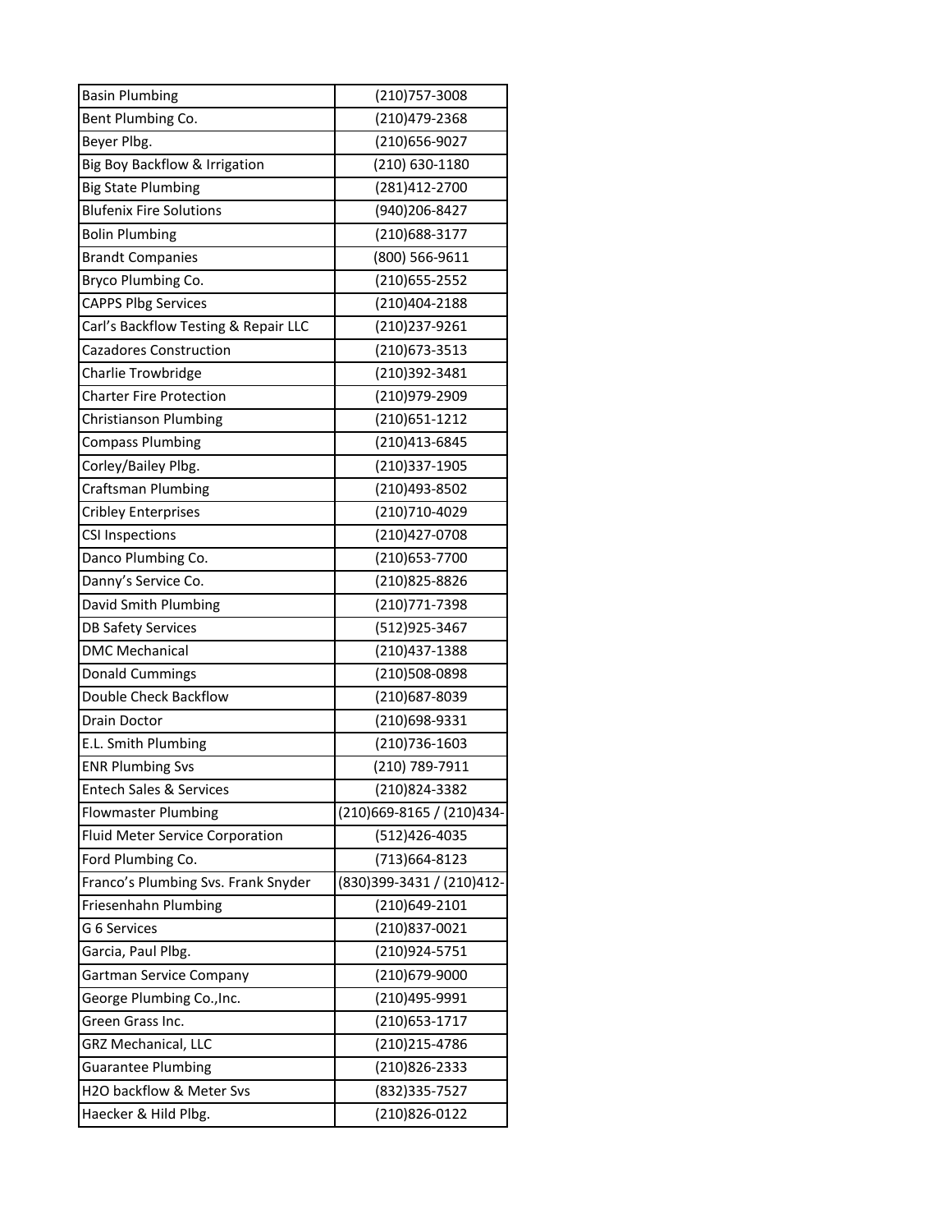| Basin Plumbing | (210)757-3008 |
|---|---|
| Bent Plumbing Co. | (210)479-2368 |
| Beyer Plbg. | (210)656-9027 |
| Big Boy Backflow & Irrigation | (210) 630-1180 |
| Big State Plumbing | (281)412-2700 |
| Blufenix Fire Solutions | (940)206-8427 |
| Bolin Plumbing | (210)688-3177 |
| Brandt Companies | (800) 566-9611 |
| Bryco Plumbing Co. | (210)655-2552 |
| CAPPS Plbg Services | (210)404-2188 |
| Carl's Backflow Testing & Repair LLC | (210)237-9261 |
| Cazadores Construction | (210)673-3513 |
| Charlie Trowbridge | (210)392-3481 |
| Charter Fire Protection | (210)979-2909 |
| Christianson Plumbing | (210)651-1212 |
| Compass Plumbing | (210)413-6845 |
| Corley/Bailey Plbg. | (210)337-1905 |
| Craftsman Plumbing | (210)493-8502 |
| Cribley Enterprises | (210)710-4029 |
| CSI Inspections | (210)427-0708 |
| Danco Plumbing Co. | (210)653-7700 |
| Danny's Service Co. | (210)825-8826 |
| David Smith Plumbing | (210)771-7398 |
| DB Safety Services | (512)925-3467 |
| DMC Mechanical | (210)437-1388 |
| Donald Cummings | (210)508-0898 |
| Double Check Backflow | (210)687-8039 |
| Drain Doctor | (210)698-9331 |
| E.L. Smith Plumbing | (210)736-1603 |
| ENR Plumbing Svs | (210) 789-7911 |
| Entech Sales & Services | (210)824-3382 |
| Flowmaster Plumbing | (210)669-8165 / (210)434- |
| Fluid Meter Service Corporation | (512)426-4035 |
| Ford Plumbing Co. | (713)664-8123 |
| Franco's Plumbing Svs. Frank Snyder | (830)399-3431 / (210)412- |
| Friesenhahn Plumbing | (210)649-2101 |
| G 6 Services | (210)837-0021 |
| Garcia, Paul Plbg. | (210)924-5751 |
| Gartman Service Company | (210)679-9000 |
| George Plumbing Co.,Inc. | (210)495-9991 |
| Green Grass Inc. | (210)653-1717 |
| GRZ Mechanical, LLC | (210)215-4786 |
| Guarantee Plumbing | (210)826-2333 |
| H2O backflow & Meter Svs | (832)335-7527 |
| Haecker & Hild Plbg. | (210)826-0122 |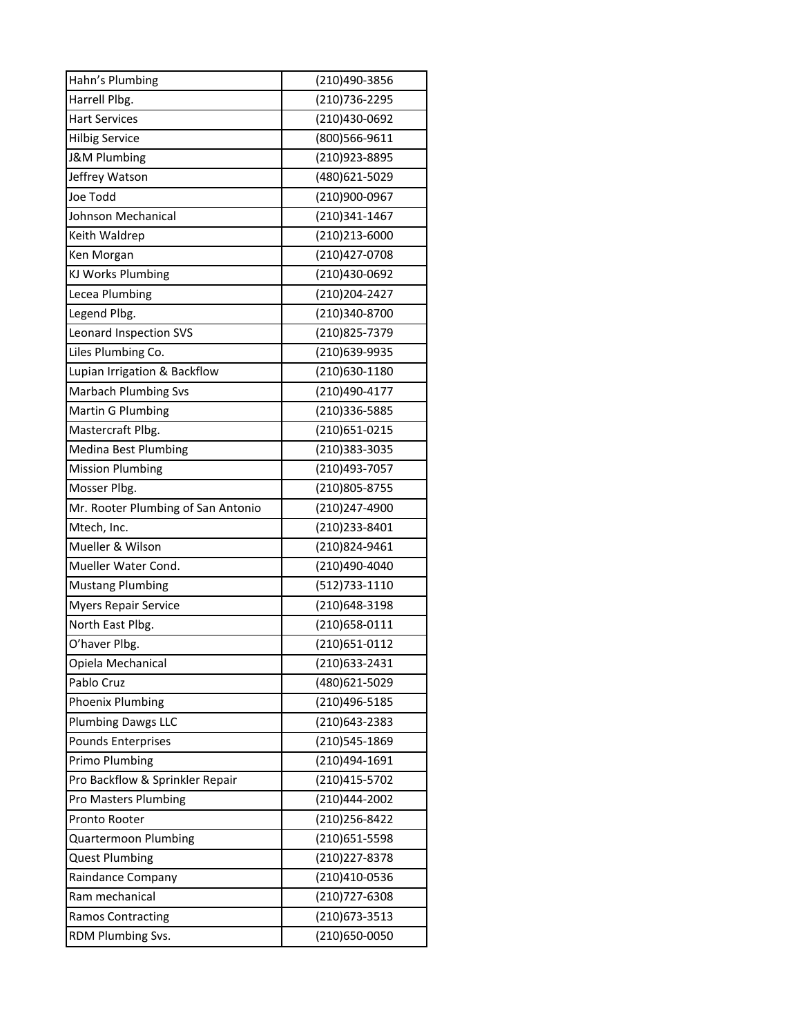| Hahn’s Plumbing | (210)490-3856 |
|---|---|
| Harrell Plbg. | (210)736-2295 |
| Hart Services | (210)430-0692 |
| Hilbig Service | (800)566-9611 |
| J&M Plumbing | (210)923-8895 |
| Jeffrey Watson | (480)621-5029 |
| Joe Todd | (210)900-0967 |
| Johnson Mechanical | (210)341-1467 |
| Keith Waldrep | (210)213-6000 |
| Ken Morgan | (210)427-0708 |
| KJ Works Plumbing | (210)430-0692 |
| Lecea Plumbing | (210)204-2427 |
| Legend Plbg. | (210)340-8700 |
| Leonard Inspection SVS | (210)825-7379 |
| Liles Plumbing Co. | (210)639-9935 |
| Lupian Irrigation & Backflow | (210)630-1180 |
| Marbach Plumbing Svs | (210)490-4177 |
| Martin G Plumbing | (210)336-5885 |
| Mastercraft Plbg. | (210)651-0215 |
| Medina Best Plumbing | (210)383-3035 |
| Mission Plumbing | (210)493-7057 |
| Mosser Plbg. | (210)805-8755 |
| Mr. Rooter Plumbing of San Antonio | (210)247-4900 |
| Mtech, Inc. | (210)233-8401 |
| Mueller & Wilson | (210)824-9461 |
| Mueller Water Cond. | (210)490-4040 |
| Mustang Plumbing | (512)733-1110 |
| Myers Repair Service | (210)648-3198 |
| North East Plbg. | (210)658-0111 |
| O’haver Plbg. | (210)651-0112 |
| Opiela Mechanical | (210)633-2431 |
| Pablo Cruz | (480)621-5029 |
| Phoenix Plumbing | (210)496-5185 |
| Plumbing Dawgs LLC | (210)643-2383 |
| Pounds Enterprises | (210)545-1869 |
| Primo Plumbing | (210)494-1691 |
| Pro Backflow & Sprinkler Repair | (210)415-5702 |
| Pro Masters Plumbing | (210)444-2002 |
| Pronto Rooter | (210)256-8422 |
| Quartermoon Plumbing | (210)651-5598 |
| Quest Plumbing | (210)227-8378 |
| Raindance Company | (210)410-0536 |
| Ram mechanical | (210)727-6308 |
| Ramos Contracting | (210)673-3513 |
| RDM Plumbing Svs. | (210)650-0050 |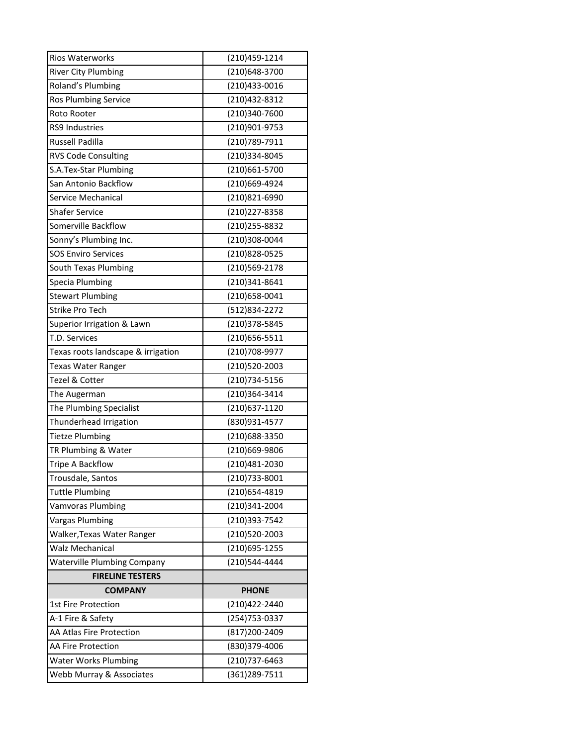| | |
|---|---|
| Rios Waterworks | (210)459-1214 |
| River City Plumbing | (210)648-3700 |
| Roland's Plumbing | (210)433-0016 |
| Ros Plumbing Service | (210)432-8312 |
| Roto Rooter | (210)340-7600 |
| RS9 Industries | (210)901-9753 |
| Russell Padilla | (210)789-7911 |
| RVS Code Consulting | (210)334-8045 |
| S.A.Tex-Star Plumbing | (210)661-5700 |
| San Antonio Backflow | (210)669-4924 |
| Service Mechanical | (210)821-6990 |
| Shafer Service | (210)227-8358 |
| Somerville Backflow | (210)255-8832 |
| Sonny's Plumbing Inc. | (210)308-0044 |
| SOS Enviro Services | (210)828-0525 |
| South Texas Plumbing | (210)569-2178 |
| Specia Plumbing | (210)341-8641 |
| Stewart Plumbing | (210)658-0041 |
| Strike Pro Tech | (512)834-2272 |
| Superior Irrigation & Lawn | (210)378-5845 |
| T.D. Services | (210)656-5511 |
| Texas roots landscape & irrigation | (210)708-9977 |
| Texas Water Ranger | (210)520-2003 |
| Tezel & Cotter | (210)734-5156 |
| The Augerman | (210)364-3414 |
| The Plumbing Specialist | (210)637-1120 |
| Thunderhead Irrigation | (830)931-4577 |
| Tietze Plumbing | (210)688-3350 |
| TR Plumbing & Water | (210)669-9806 |
| Tripe A Backflow | (210)481-2030 |
| Trousdale, Santos | (210)733-8001 |
| Tuttle Plumbing | (210)654-4819 |
| Vamvoras Plumbing | (210)341-2004 |
| Vargas Plumbing | (210)393-7542 |
| Walker,Texas Water Ranger | (210)520-2003 |
| Walz Mechanical | (210)695-1255 |
| Waterville Plumbing Company | (210)544-4444 |
| **FIRELINE TESTERS** | |
| **COMPANY** | **PHONE** |
| 1st Fire Protection | (210)422-2440 |
| A-1 Fire & Safety | (254)753-0337 |
| AA Atlas Fire Protection | (817)200-2409 |
| AA Fire Protection | (830)379-4006 |
| Water Works Plumbing | (210)737-6463 |
| Webb Murray & Associates | (361)289-7511 |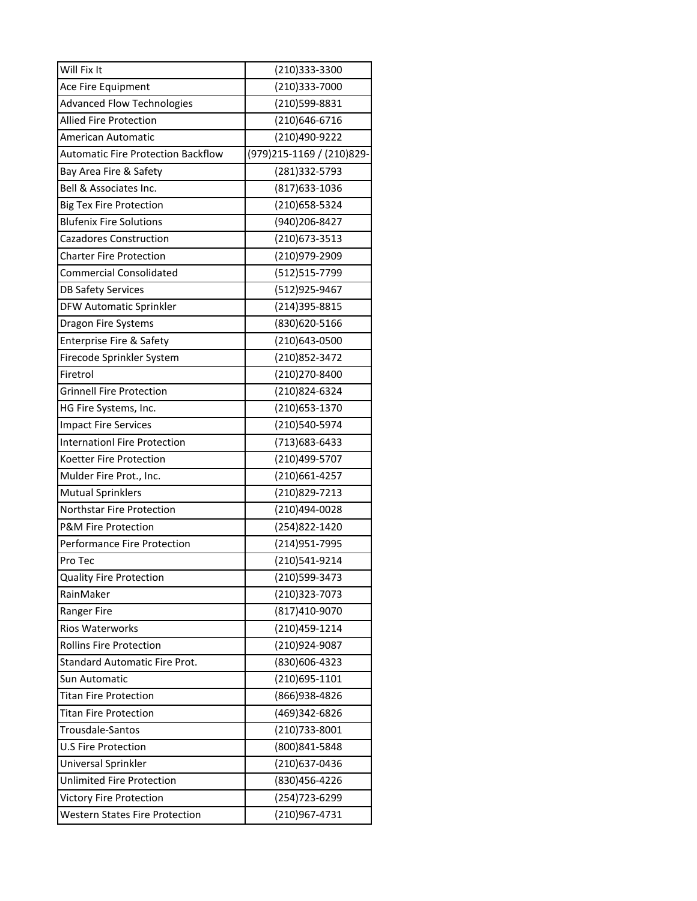| Will Fix It | (210)333-3300 |
| --- | --- |
| Ace Fire Equipment | (210)333-7000 |
| Advanced Flow Technologies | (210)599-8831 |
| Allied Fire Protection | (210)646-6716 |
| American Automatic | (210)490-9222 |
| Automatic Fire Protection Backflow | (979)215-1169 / (210)829- |
| Bay Area Fire & Safety | (281)332-5793 |
| Bell & Associates Inc. | (817)633-1036 |
| Big Tex Fire Protection | (210)658-5324 |
| Blufenix Fire Solutions | (940)206-8427 |
| Cazadores Construction | (210)673-3513 |
| Charter Fire Protection | (210)979-2909 |
| Commercial Consolidated | (512)515-7799 |
| DB Safety Services | (512)925-9467 |
| DFW Automatic Sprinkler | (214)395-8815 |
| Dragon Fire Systems | (830)620-5166 |
| Enterprise Fire & Safety | (210)643-0500 |
| Firecode Sprinkler System | (210)852-3472 |
| Firetrol | (210)270-8400 |
| Grinnell Fire Protection | (210)824-6324 |
| HG Fire Systems, Inc. | (210)653-1370 |
| Impact Fire Services | (210)540-5974 |
| Internationl Fire Protection | (713)683-6433 |
| Koetter Fire Protection | (210)499-5707 |
| Mulder Fire Prot., Inc. | (210)661-4257 |
| Mutual Sprinklers | (210)829-7213 |
| Northstar Fire Protection | (210)494-0028 |
| P&M Fire Protection | (254)822-1420 |
| Performance Fire Protection | (214)951-7995 |
| Pro Tec | (210)541-9214 |
| Quality Fire Protection | (210)599-3473 |
| RainMaker | (210)323-7073 |
| Ranger Fire | (817)410-9070 |
| Rios Waterworks | (210)459-1214 |
| Rollins Fire Protection | (210)924-9087 |
| Standard Automatic Fire Prot. | (830)606-4323 |
| Sun Automatic | (210)695-1101 |
| Titan Fire Protection | (866)938-4826 |
| Titan Fire Protection | (469)342-6826 |
| Trousdale-Santos | (210)733-8001 |
| U.S Fire Protection | (800)841-5848 |
| Universal Sprinkler | (210)637-0436 |
| Unlimited Fire Protection | (830)456-4226 |
| Victory Fire Protection | (254)723-6299 |
| Western States Fire Protection | (210)967-4731 |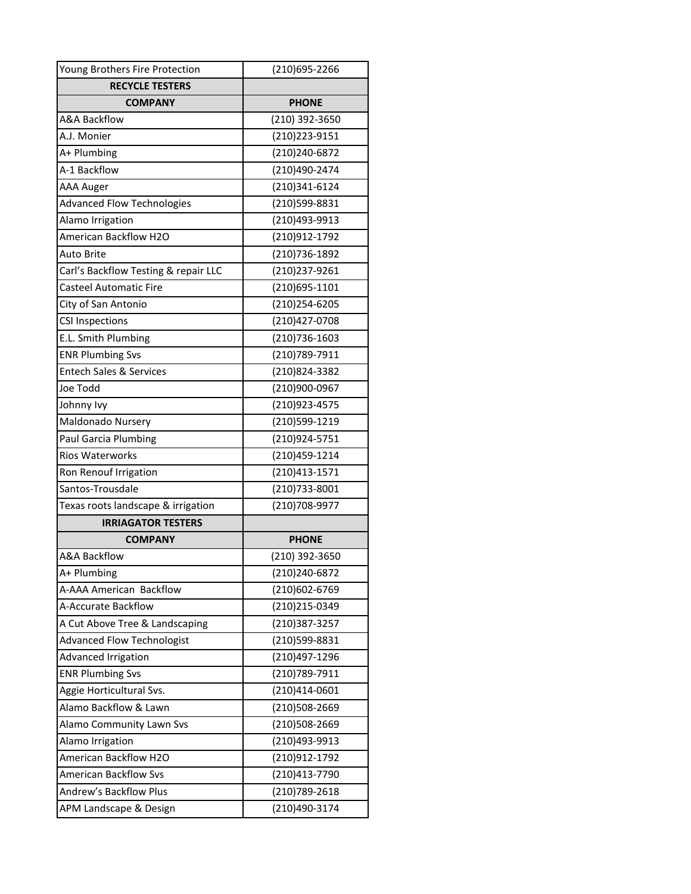| Young Brothers Fire Protection | (210)695-2266 |
| --- | --- |
| **RECYCLE TESTERS** | |
| **COMPANY** | **PHONE** |
| A&A Backflow | (210) 392-3650 |
| A.J. Monier | (210)223-9151 |
| A+ Plumbing | (210)240-6872 |
| A-1 Backflow | (210)490-2474 |
| AAA Auger | (210)341-6124 |
| Advanced Flow Technologies | (210)599-8831 |
| Alamo Irrigation | (210)493-9913 |
| American Backflow H2O | (210)912-1792 |
| Auto Brite | (210)736-1892 |
| Carl's Backflow Testing & repair LLC | (210)237-9261 |
| Casteel Automatic Fire | (210)695-1101 |
| City of San Antonio | (210)254-6205 |
| CSI Inspections | (210)427-0708 |
| E.L. Smith Plumbing | (210)736-1603 |
| ENR Plumbing Svs | (210)789-7911 |
| Entech Sales & Services | (210)824-3382 |
| Joe Todd | (210)900-0967 |
| Johnny Ivy | (210)923-4575 |
| Maldonado Nursery | (210)599-1219 |
| Paul Garcia Plumbing | (210)924-5751 |
| Rios Waterworks | (210)459-1214 |
| Ron Renouf Irrigation | (210)413-1571 |
| Santos-Trousdale | (210)733-8001 |
| Texas roots landscape & irrigation | (210)708-9977 |
| **IRRIAGATOR TESTERS** | |
| **COMPANY** | **PHONE** |
| A&A Backflow | (210) 392-3650 |
| A+ Plumbing | (210)240-6872 |
| A-AAA American Backflow | (210)602-6769 |
| A-Accurate Backflow | (210)215-0349 |
| A Cut Above Tree & Landscaping | (210)387-3257 |
| Advanced Flow Technologist | (210)599-8831 |
| Advanced Irrigation | (210)497-1296 |
| ENR Plumbing Svs | (210)789-7911 |
| Aggie Horticultural Svs. | (210)414-0601 |
| Alamo Backflow & Lawn | (210)508-2669 |
| Alamo Community Lawn Svs | (210)508-2669 |
| Alamo Irrigation | (210)493-9913 |
| American Backflow H2O | (210)912-1792 |
| American Backflow Svs | (210)413-7790 |
| Andrew's Backflow Plus | (210)789-2618 |
| APM Landscape & Design | (210)490-3174 |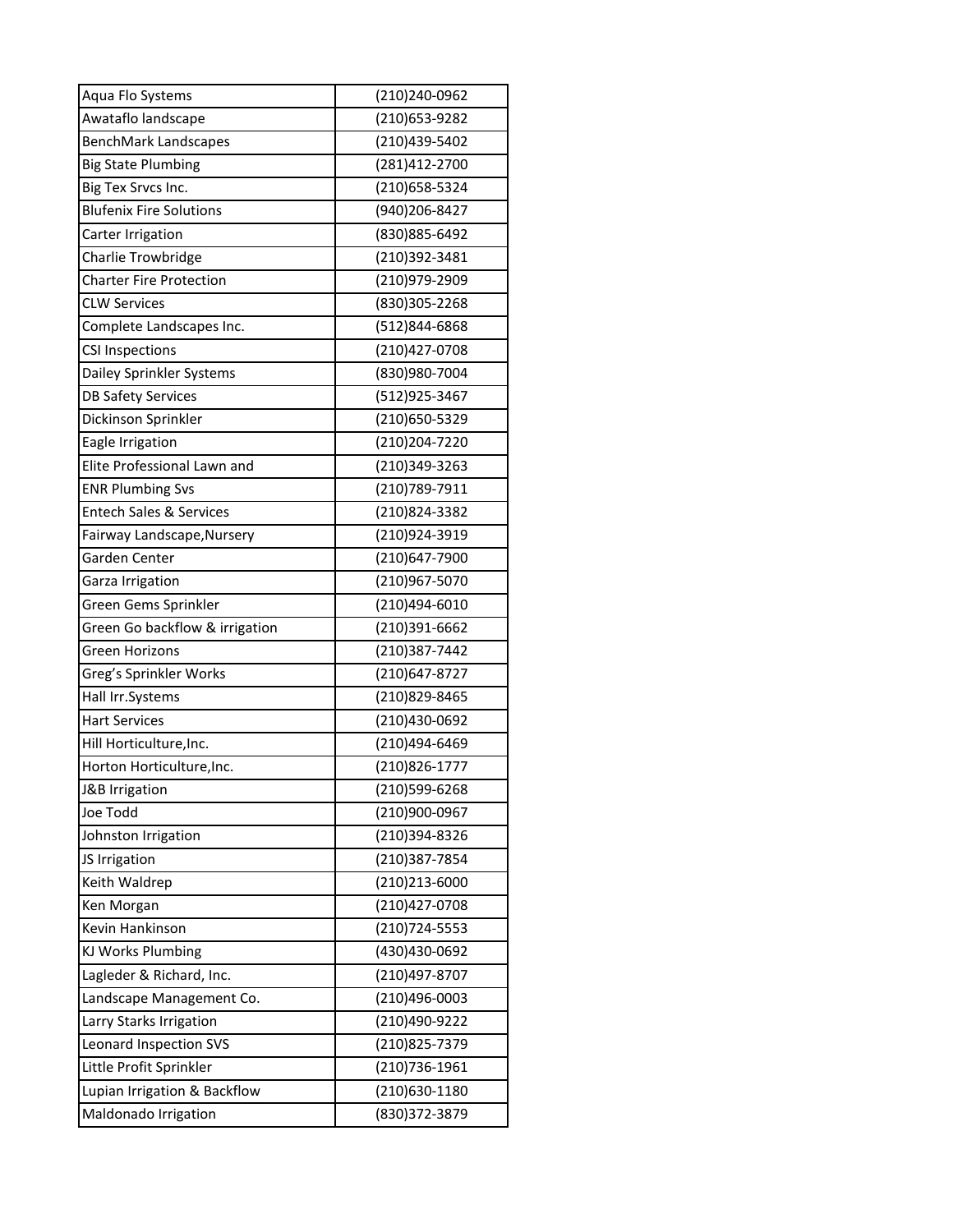| Aqua Flo Systems | (210)240-0962 |
|---|---|
| Awataflo landscape | (210)653-9282 |
| BenchMark Landscapes | (210)439-5402 |
| Big State Plumbing | (281)412-2700 |
| Big Tex Srvcs Inc. | (210)658-5324 |
| Blufenix Fire Solutions | (940)206-8427 |
| Carter Irrigation | (830)885-6492 |
| Charlie Trowbridge | (210)392-3481 |
| Charter Fire Protection | (210)979-2909 |
| CLW Services | (830)305-2268 |
| Complete Landscapes Inc. | (512)844-6868 |
| CSI Inspections | (210)427-0708 |
| Dailey Sprinkler Systems | (830)980-7004 |
| DB Safety Services | (512)925-3467 |
| Dickinson Sprinkler | (210)650-5329 |
| Eagle Irrigation | (210)204-7220 |
| Elite Professional Lawn and | (210)349-3263 |
| ENR Plumbing Svs | (210)789-7911 |
| Entech Sales & Services | (210)824-3382 |
| Fairway Landscape,Nursery | (210)924-3919 |
| Garden Center | (210)647-7900 |
| Garza Irrigation | (210)967-5070 |
| Green Gems Sprinkler | (210)494-6010 |
| Green Go backflow & irrigation | (210)391-6662 |
| Green Horizons | (210)387-7442 |
| Greg's Sprinkler Works | (210)647-8727 |
| Hall Irr.Systems | (210)829-8465 |
| Hart Services | (210)430-0692 |
| Hill Horticulture,Inc. | (210)494-6469 |
| Horton Horticulture,Inc. | (210)826-1777 |
| J&B Irrigation | (210)599-6268 |
| Joe Todd | (210)900-0967 |
| Johnston Irrigation | (210)394-8326 |
| JS Irrigation | (210)387-7854 |
| Keith Waldrep | (210)213-6000 |
| Ken Morgan | (210)427-0708 |
| Kevin Hankinson | (210)724-5553 |
| KJ Works Plumbing | (430)430-0692 |
| Lagleder & Richard, Inc. | (210)497-8707 |
| Landscape Management Co. | (210)496-0003 |
| Larry Starks Irrigation | (210)490-9222 |
| Leonard Inspection SVS | (210)825-7379 |
| Little Profit Sprinkler | (210)736-1961 |
| Lupian Irrigation & Backflow | (210)630-1180 |
| Maldonado Irrigation | (830)372-3879 |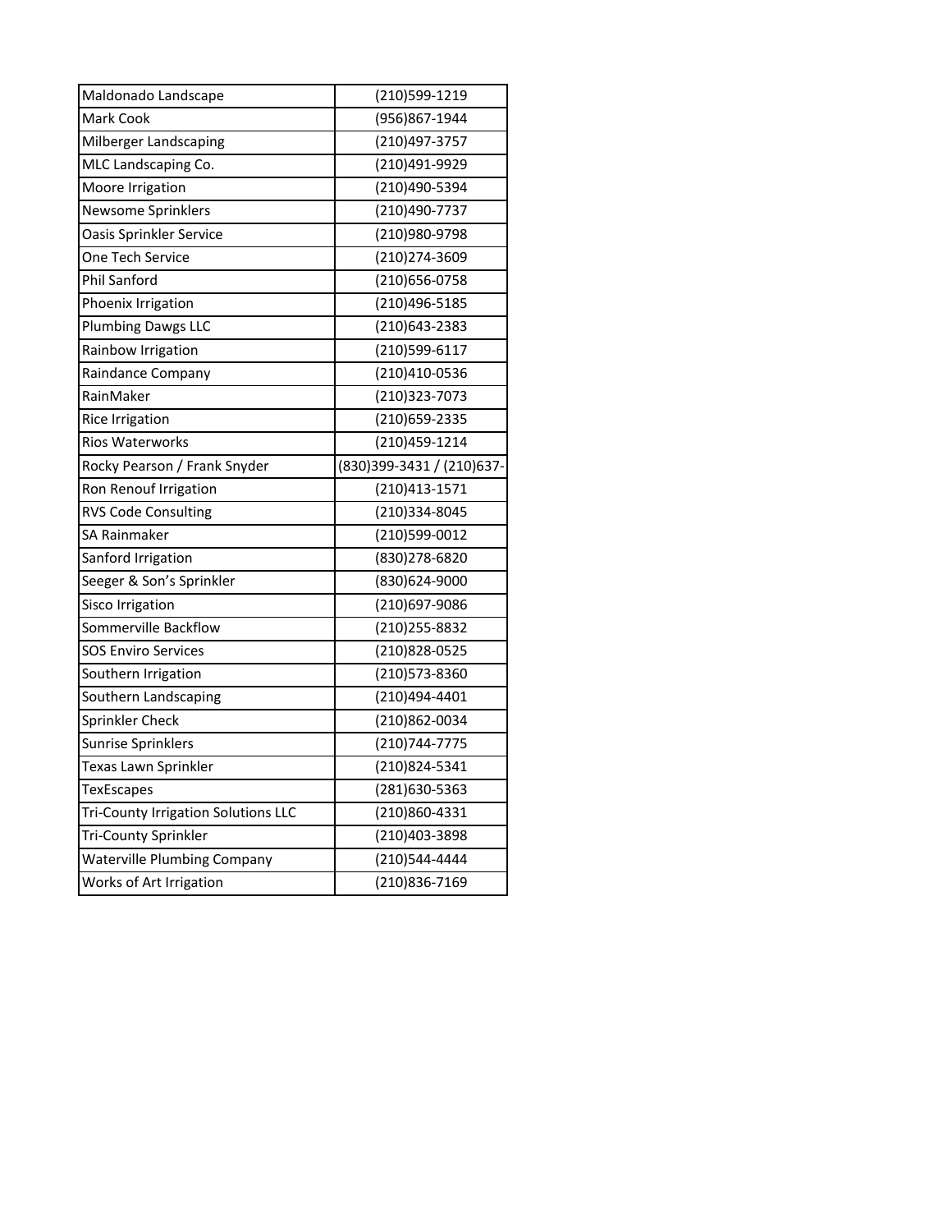| | |
|---|---|
| Maldonado Landscape | (210)599-1219 |
| Mark Cook | (956)867-1944 |
| Milberger Landscaping | (210)497-3757 |
| MLC Landscaping Co. | (210)491-9929 |
| Moore Irrigation | (210)490-5394 |
| Newsome Sprinklers | (210)490-7737 |
| Oasis Sprinkler Service | (210)980-9798 |
| One Tech Service | (210)274-3609 |
| Phil Sanford | (210)656-0758 |
| Phoenix Irrigation | (210)496-5185 |
| Plumbing Dawgs LLC | (210)643-2383 |
| Rainbow Irrigation | (210)599-6117 |
| Raindance Company | (210)410-0536 |
| RainMaker | (210)323-7073 |
| Rice Irrigation | (210)659-2335 |
| Rios Waterworks | (210)459-1214 |
| Rocky Pearson / Frank Snyder | (830)399-3431 / (210)637- |
| Ron Renouf Irrigation | (210)413-1571 |
| RVS Code Consulting | (210)334-8045 |
| SA Rainmaker | (210)599-0012 |
| Sanford Irrigation | (830)278-6820 |
| Seeger & Son's Sprinkler | (830)624-9000 |
| Sisco Irrigation | (210)697-9086 |
| Sommerville Backflow | (210)255-8832 |
| SOS Enviro Services | (210)828-0525 |
| Southern Irrigation | (210)573-8360 |
| Southern Landscaping | (210)494-4401 |
| Sprinkler Check | (210)862-0034 |
| Sunrise Sprinklers | (210)744-7775 |
| Texas Lawn Sprinkler | (210)824-5341 |
| TexEscapes | (281)630-5363 |
| Tri-County Irrigation Solutions LLC | (210)860-4331 |
| Tri-County Sprinkler | (210)403-3898 |
| Waterville Plumbing Company | (210)544-4444 |
| Works of Art Irrigation | (210)836-7169 |